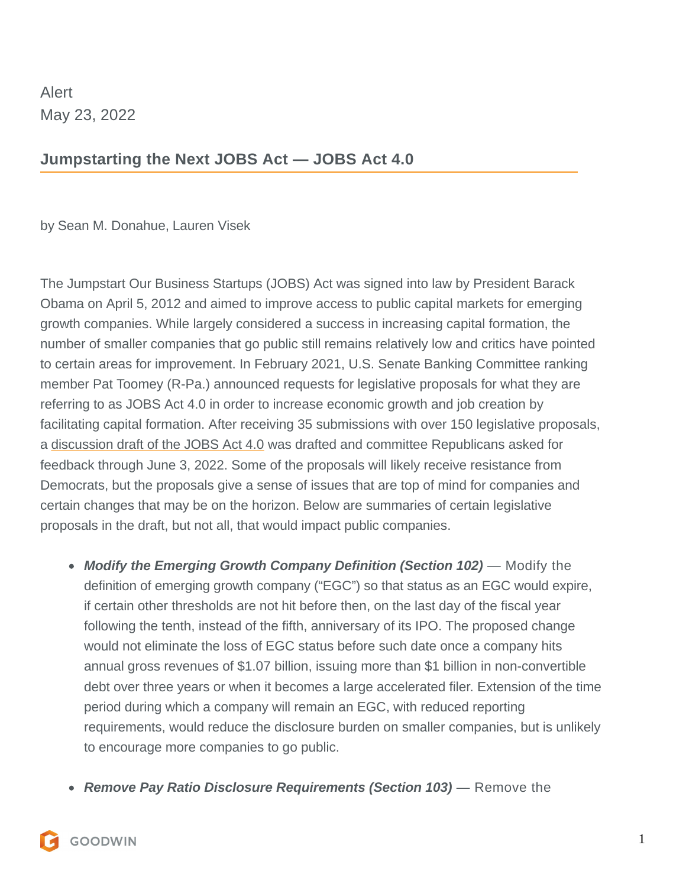Alert
May 23, 2022

## Jumpstarting the Next JOBS Act — JOBS Act 4.0

by Sean M. Donahue, Lauren Visek

The Jumpstart Our Business Startups (JOBS) Act was signed into law by President Barack Obama on April 5, 2012 and aimed to improve access to public capital markets for emerging growth companies. While largely considered a success in increasing capital formation, the number of smaller companies that go public still remains relatively low and critics have pointed to certain areas for improvement. In February 2021, U.S. Senate Banking Committee ranking member Pat Toomey (R-Pa.) announced requests for legislative proposals for what they are referring to as JOBS Act 4.0 in order to increase economic growth and job creation by facilitating capital formation. After receiving 35 submissions with over 150 legislative proposals, a discussion draft of the JOBS Act 4.0 was drafted and committee Republicans asked for feedback through June 3, 2022. Some of the proposals will likely receive resistance from Democrats, but the proposals give a sense of issues that are top of mind for companies and certain changes that may be on the horizon. Below are summaries of certain legislative proposals in the draft, but not all, that would impact public companies.

- ***Modify the Emerging Growth Company Definition (Section 102)*** — Modify the definition of emerging growth company ("EGC") so that status as an EGC would expire, if certain other thresholds are not hit before then, on the last day of the fiscal year following the tenth, instead of the fifth, anniversary of its IPO. The proposed change would not eliminate the loss of EGC status before such date once a company hits annual gross revenues of $1.07 billion, issuing more than $1 billion in non-convertible debt over three years or when it becomes a large accelerated filer. Extension of the time period during which a company will remain an EGC, with reduced reporting requirements, would reduce the disclosure burden on smaller companies, but is unlikely to encourage more companies to go public.
- ***Remove Pay Ratio Disclosure Requirements (Section 103)*** — Remove the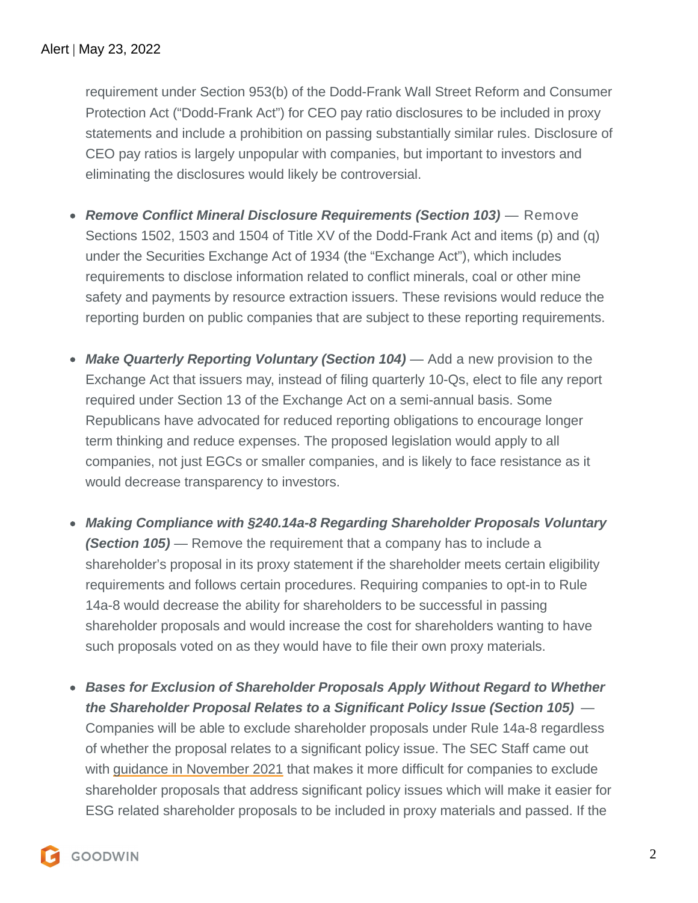requirement under Section 953(b) of the Dodd-Frank Wall Street Reform and Consumer Protection Act ("Dodd-Frank Act") for CEO pay ratio disclosures to be included in proxy statements and include a prohibition on passing substantially similar rules. Disclosure of CEO pay ratios is largely unpopular with companies, but important to investors and eliminating the disclosures would likely be controversial.

- ***Remove Conflict Mineral Disclosure Requirements (Section 103)*** — Remove Sections 1502, 1503 and 1504 of Title XV of the Dodd-Frank Act and items (p) and (q) under the Securities Exchange Act of 1934 (the "Exchange Act"), which includes requirements to disclose information related to conflict minerals, coal or other mine safety and payments by resource extraction issuers. These revisions would reduce the reporting burden on public companies that are subject to these reporting requirements.

- ***Make Quarterly Reporting Voluntary (Section 104)*** — Add a new provision to the Exchange Act that issuers may, instead of filing quarterly 10-Qs, elect to file any report required under Section 13 of the Exchange Act on a semi-annual basis. Some Republicans have advocated for reduced reporting obligations to encourage longer term thinking and reduce expenses. The proposed legislation would apply to all companies, not just EGCs or smaller companies, and is likely to face resistance as it would decrease transparency to investors.

- ***Making Compliance with §240.14a-8 Regarding Shareholder Proposals Voluntary (Section 105)*** — Remove the requirement that a company has to include a shareholder's proposal in its proxy statement if the shareholder meets certain eligibility requirements and follows certain procedures. Requiring companies to opt-in to Rule 14a-8 would decrease the ability for shareholders to be successful in passing shareholder proposals and would increase the cost for shareholders wanting to have such proposals voted on as they would have to file their own proxy materials.

- ***Bases for Exclusion of Shareholder Proposals Apply Without Regard to Whether the Shareholder Proposal Relates to a Significant Policy Issue (Section 105)*** — Companies will be able to exclude shareholder proposals under Rule 14a-8 regardless of whether the proposal relates to a significant policy issue. The SEC Staff came out with guidance in November 2021 that makes it more difficult for companies to exclude shareholder proposals that address significant policy issues which will make it easier for ESG related shareholder proposals to be included in proxy materials and passed. If the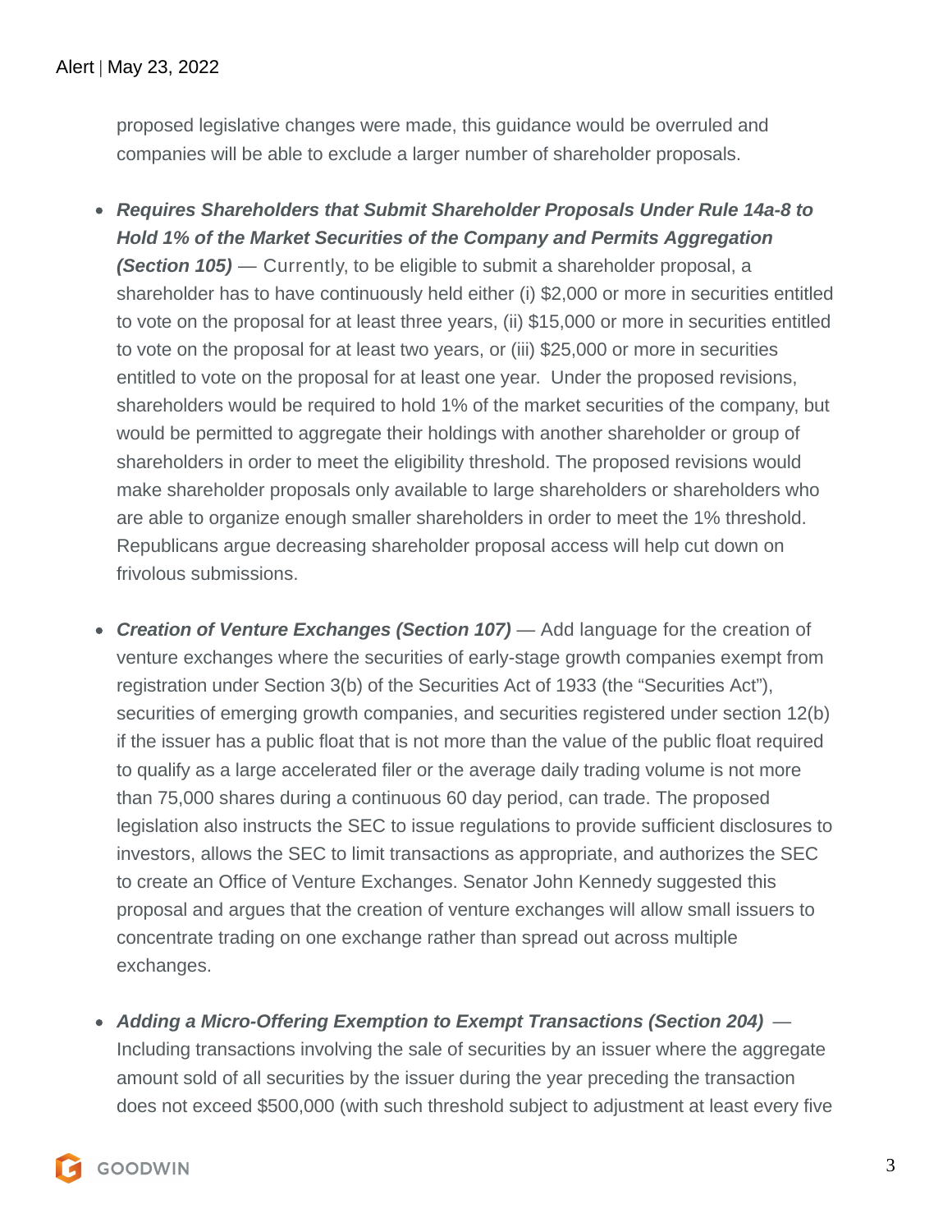proposed legislative changes were made, this guidance would be overruled and companies will be able to exclude a larger number of shareholder proposals.

- ***Requires Shareholders that Submit Shareholder Proposals Under Rule 14a-8 to Hold 1% of the Market Securities of the Company and Permits Aggregation (Section 105)*** — Currently, to be eligible to submit a shareholder proposal, a shareholder has to have continuously held either (i) $2,000 or more in securities entitled to vote on the proposal for at least three years, (ii) $15,000 or more in securities entitled to vote on the proposal for at least two years, or (iii) $25,000 or more in securities entitled to vote on the proposal for at least one year. Under the proposed revisions, shareholders would be required to hold 1% of the market securities of the company, but would be permitted to aggregate their holdings with another shareholder or group of shareholders in order to meet the eligibility threshold. The proposed revisions would make shareholder proposals only available to large shareholders or shareholders who are able to organize enough smaller shareholders in order to meet the 1% threshold. Republicans argue decreasing shareholder proposal access will help cut down on frivolous submissions.

- ***Creation of Venture Exchanges (Section 107)*** — Add language for the creation of venture exchanges where the securities of early-stage growth companies exempt from registration under Section 3(b) of the Securities Act of 1933 (the "Securities Act"), securities of emerging growth companies, and securities registered under section 12(b) if the issuer has a public float that is not more than the value of the public float required to qualify as a large accelerated filer or the average daily trading volume is not more than 75,000 shares during a continuous 60 day period, can trade. The proposed legislation also instructs the SEC to issue regulations to provide sufficient disclosures to investors, allows the SEC to limit transactions as appropriate, and authorizes the SEC to create an Office of Venture Exchanges. Senator John Kennedy suggested this proposal and argues that the creation of venture exchanges will allow small issuers to concentrate trading on one exchange rather than spread out across multiple exchanges.

- ***Adding a Micro-Offering Exemption to Exempt Transactions (Section 204)*** — Including transactions involving the sale of securities by an issuer where the aggregate amount sold of all securities by the issuer during the year preceding the transaction does not exceed $500,000 (with such threshold subject to adjustment at least every five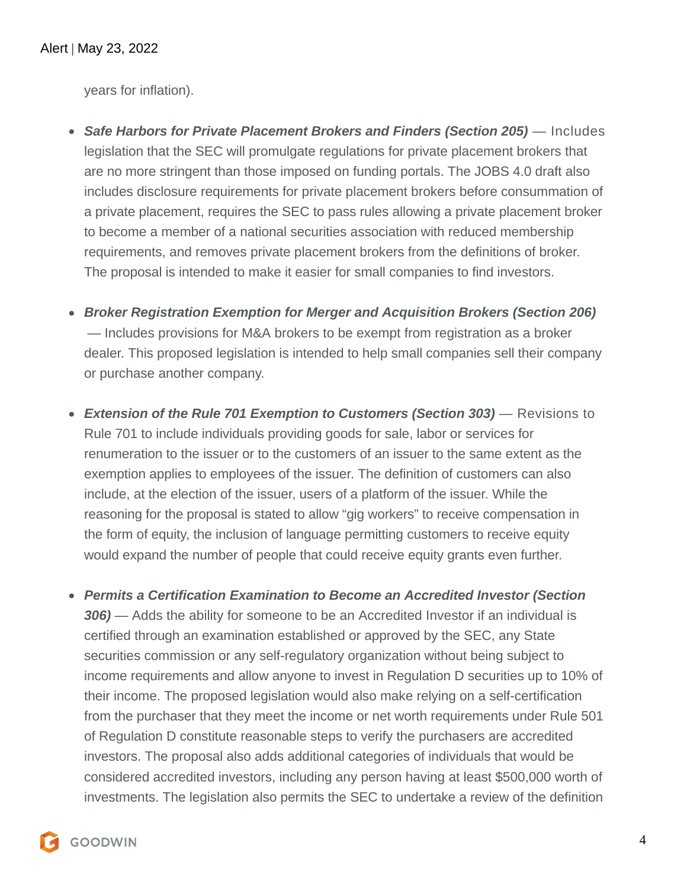years for inflation).

- ***Safe Harbors for Private Placement Brokers and Finders (Section 205)*** — Includes legislation that the SEC will promulgate regulations for private placement brokers that are no more stringent than those imposed on funding portals. The JOBS 4.0 draft also includes disclosure requirements for private placement brokers before consummation of a private placement, requires the SEC to pass rules allowing a private placement broker to become a member of a national securities association with reduced membership requirements, and removes private placement brokers from the definitions of broker. The proposal is intended to make it easier for small companies to find investors.

- ***Broker Registration Exemption for Merger and Acquisition Brokers (Section 206)*** — Includes provisions for M&A brokers to be exempt from registration as a broker dealer. This proposed legislation is intended to help small companies sell their company or purchase another company.

- ***Extension of the Rule 701 Exemption to Customers (Section 303)*** — Revisions to Rule 701 to include individuals providing goods for sale, labor or services for renumeration to the issuer or to the customers of an issuer to the same extent as the exemption applies to employees of the issuer. The definition of customers can also include, at the election of the issuer, users of a platform of the issuer. While the reasoning for the proposal is stated to allow "gig workers" to receive compensation in the form of equity, the inclusion of language permitting customers to receive equity would expand the number of people that could receive equity grants even further.

- ***Permits a Certification Examination to Become an Accredited Investor (Section 306)*** — Adds the ability for someone to be an Accredited Investor if an individual is certified through an examination established or approved by the SEC, any State securities commission or any self-regulatory organization without being subject to income requirements and allow anyone to invest in Regulation D securities up to 10% of their income. The proposed legislation would also make relying on a self-certification from the purchaser that they meet the income or net worth requirements under Rule 501 of Regulation D constitute reasonable steps to verify the purchasers are accredited investors. The proposal also adds additional categories of individuals that would be considered accredited investors, including any person having at least $500,000 worth of investments. The legislation also permits the SEC to undertake a review of the definition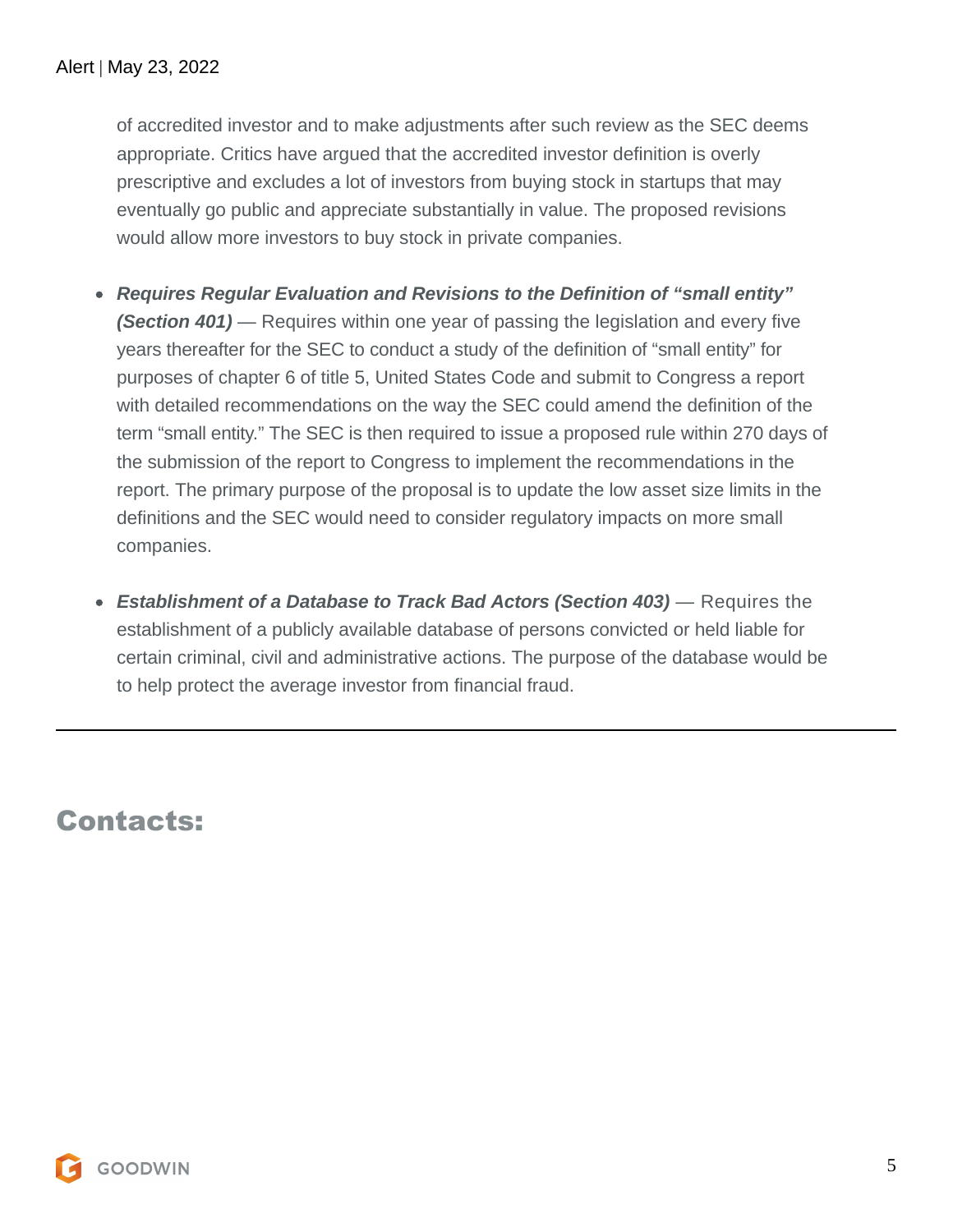of accredited investor and to make adjustments after such review as the SEC deems appropriate. Critics have argued that the accredited investor definition is overly prescriptive and excludes a lot of investors from buying stock in startups that may eventually go public and appreciate substantially in value. The proposed revisions would allow more investors to buy stock in private companies.

- ***Requires Regular Evaluation and Revisions to the Definition of "small entity" (Section 401)*** — Requires within one year of passing the legislation and every five years thereafter for the SEC to conduct a study of the definition of "small entity" for purposes of chapter 6 of title 5, United States Code and submit to Congress a report with detailed recommendations on the way the SEC could amend the definition of the term "small entity." The SEC is then required to issue a proposed rule within 270 days of the submission of the report to Congress to implement the recommendations in the report. The primary purpose of the proposal is to update the low asset size limits in the definitions and the SEC would need to consider regulatory impacts on more small companies.

- ***Establishment of a Database to Track Bad Actors (Section 403)*** — Requires the establishment of a publicly available database of persons convicted or held liable for certain criminal, civil and administrative actions. The purpose of the database would be to help protect the average investor from financial fraud.

---

## Contacts: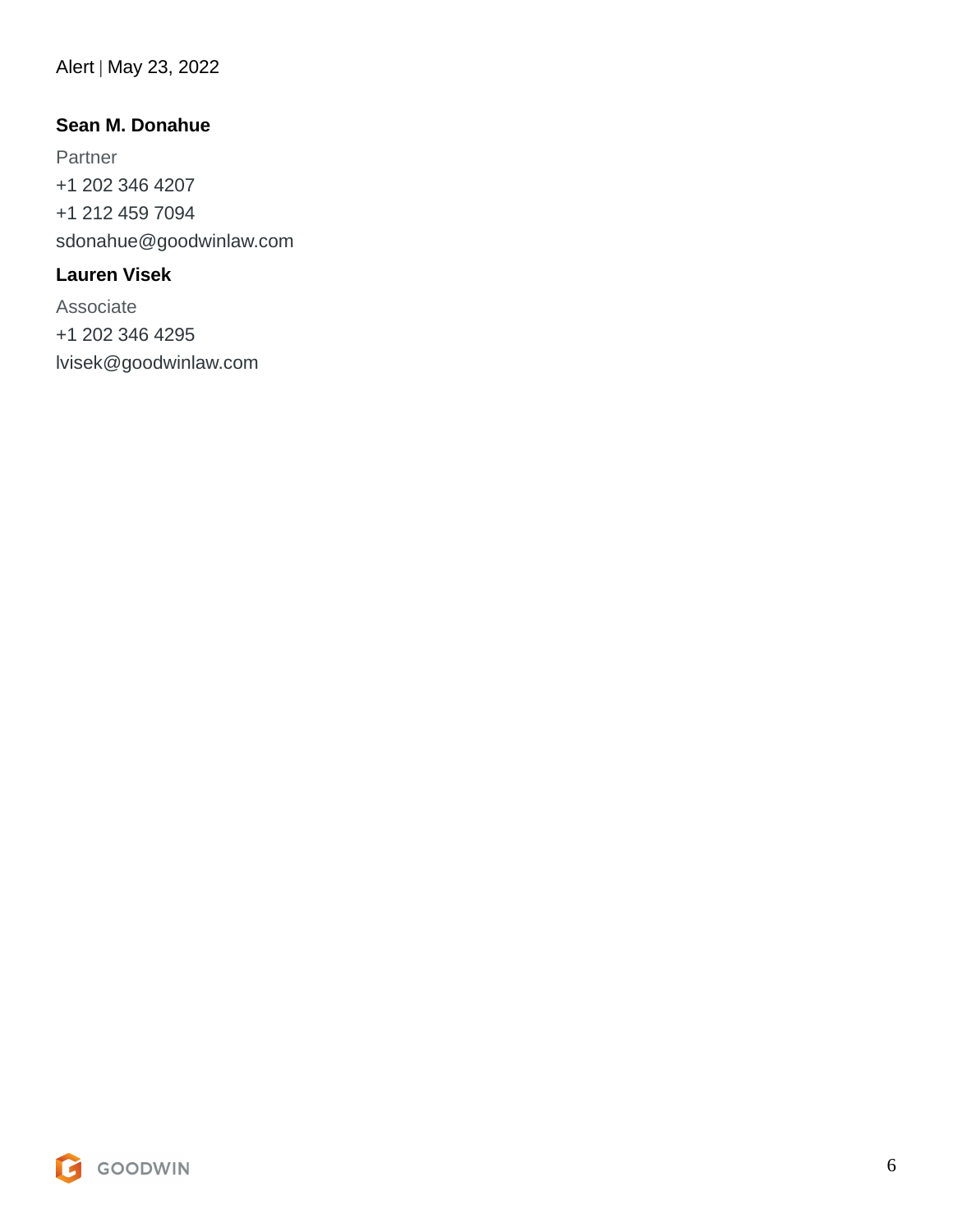**Sean M. Donahue**

Partner
+1 202 346 4207
+1 212 459 7094
sdonahue@goodwinlaw.com

**Lauren Visek**

Associate
+1 202 346 4295
lvisek@goodwinlaw.com